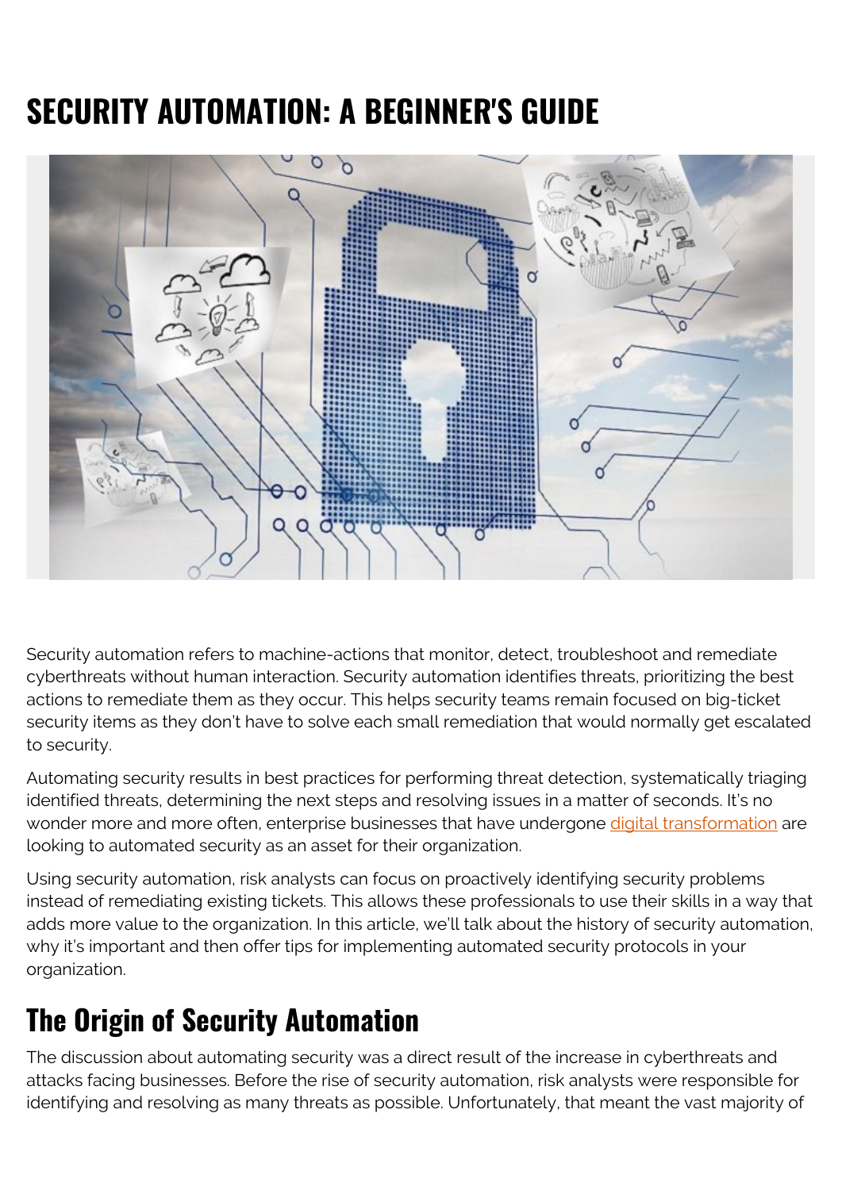# SECURITY AUTOMATION: A BEGINNER'S GUIDE

Security automation refers to machine-actions that monitor, detect, troubleshoot and remediate cyberthreats without human interaction. Security automation identifies threats, prioritizing the best actions to remediate them as they occur. This helps security teams remain focused on big-ticket security items as they don't have to solve each small remediation that would normally get escalated to security.

Automating security results in best practices for performing threat detection, systematically triaging identified threats, determining the next steps and resolving issues in a matter of seconds. It's no wonder more and more often, enterprise businesses that have undergone digital transformation are looking to automated security as an asset for their organization.

Using security automation, risk analysts can focus on proactively identifying security problems instead of remediating existing tickets. This allows these professionals to use their skills in a way that adds more value to the organization. In this article, we'll talk about the history of security automation, why it's important and then offer tips for implementing automated security protocols in your organization.

## The Origin of Security Automation

The discussion about automating security was a direct result of the increase in cyberthreats and attacks facing businesses. Before the rise of security automation, risk analysts were responsible for identifying and resolving as many threats as possible. Unfortunately, that meant the vast majority of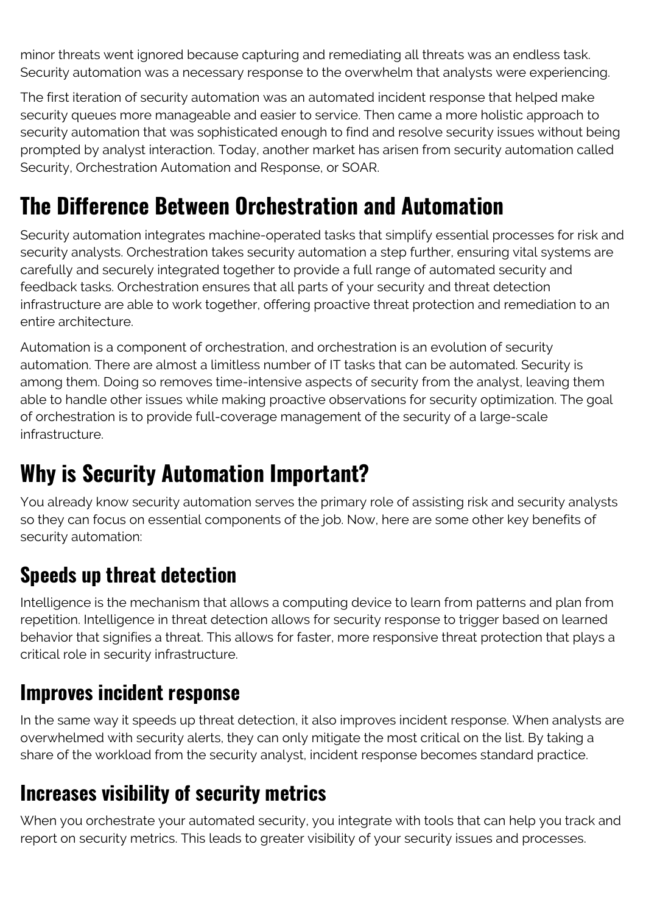minor threats went ignored because capturing and remediating all threats was an endless task. Security automation was a necessary response to the overwhelm that analysts were experiencing.

The first iteration of security automation was an automated incident response that helped make security queues more manageable and easier to service. Then came a more holistic approach to security automation that was sophisticated enough to find and resolve security issues without being prompted by analyst interaction. Today, another market has arisen from security automation called Security, Orchestration Automation and Response, or SOAR.

## The Difference Between Orchestration and Automation

Security automation integrates machine-operated tasks that simplify essential processes for risk and security analysts. Orchestration takes security automation a step further, ensuring vital systems are carefully and securely integrated together to provide a full range of automated security and feedback tasks. Orchestration ensures that all parts of your security and threat detection infrastructure are able to work together, offering proactive threat protection and remediation to an entire architecture.

Automation is a component of orchestration, and orchestration is an evolution of security automation. There are almost a limitless number of IT tasks that can be automated. Security is among them. Doing so removes time-intensive aspects of security from the analyst, leaving them able to handle other issues while making proactive observations for security optimization. The goal of orchestration is to provide full-coverage management of the security of a large-scale infrastructure.

## Why is Security Automation Important?

You already know security automation serves the primary role of assisting risk and security analysts so they can focus on essential components of the job. Now, here are some other key benefits of security automation:

### Speeds up threat detection

Intelligence is the mechanism that allows a computing device to learn from patterns and plan from repetition. Intelligence in threat detection allows for security response to trigger based on learned behavior that signifies a threat. This allows for faster, more responsive threat protection that plays a critical role in security infrastructure.

### Improves incident response

In the same way it speeds up threat detection, it also improves incident response. When analysts are overwhelmed with security alerts, they can only mitigate the most critical on the list. By taking a share of the workload from the security analyst, incident response becomes standard practice.

### Increases visibility of security metrics

When you orchestrate your automated security, you integrate with tools that can help you track and report on security metrics. This leads to greater visibility of your security issues and processes.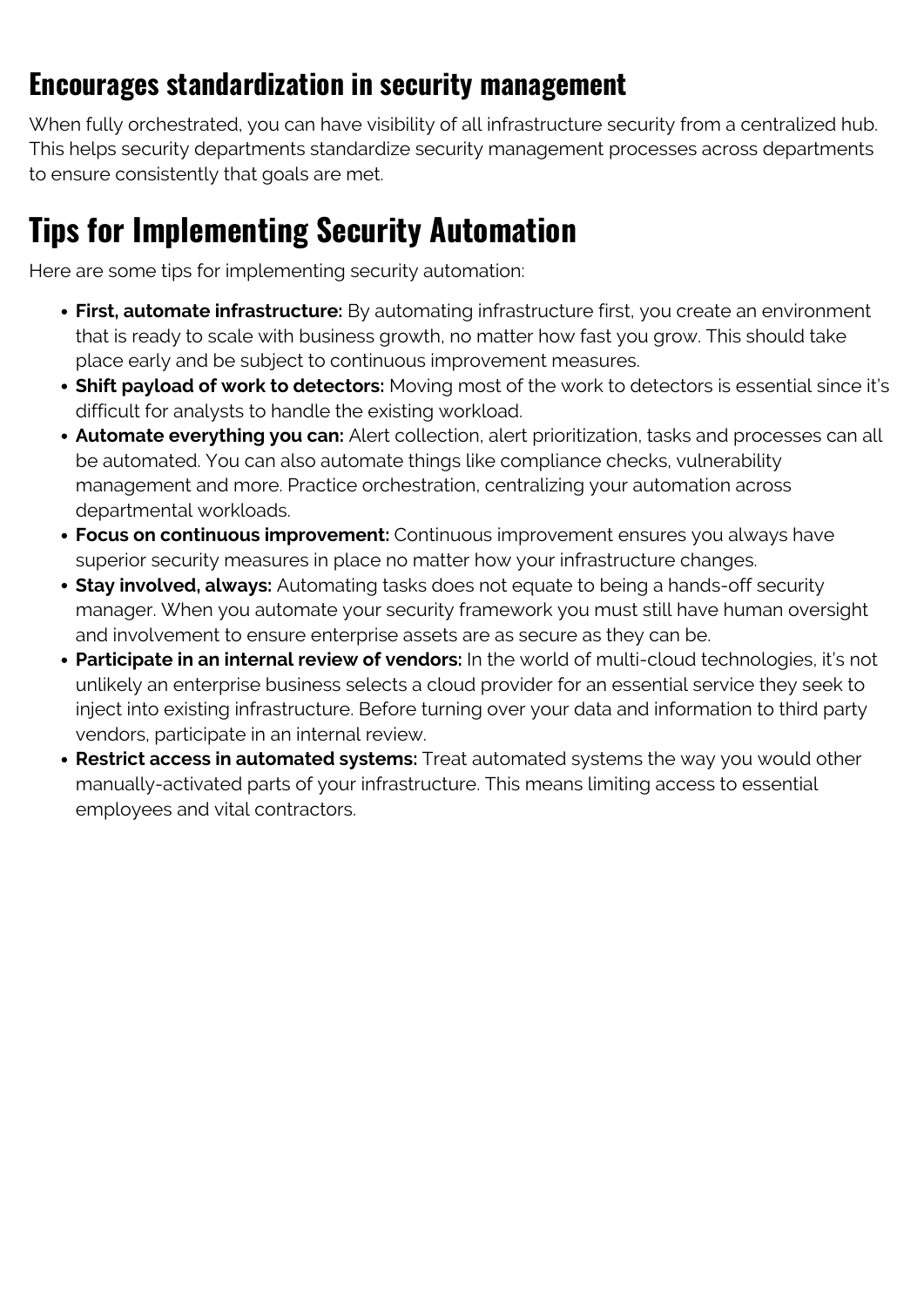### Encourages standardization in security management

When fully orchestrated, you can have visibility of all infrastructure security from a centralized hub. This helps security departments standardize security management processes across departments to ensure consistently that goals are met.

## Tips for Implementing Security Automation

Here are some tips for implementing security automation:

- **First, automate infrastructure:** By automating infrastructure first, you create an environment that is ready to scale with business growth, no matter how fast you grow. This should take place early and be subject to continuous improvement measures.
- **Shift payload of work to detectors:** Moving most of the work to detectors is essential since it's difficult for analysts to handle the existing workload.
- **Automate everything you can:** Alert collection, alert prioritization, tasks and processes can all be automated. You can also automate things like compliance checks, vulnerability management and more. Practice orchestration, centralizing your automation across departmental workloads.
- **Focus on continuous improvement:** Continuous improvement ensures you always have superior security measures in place no matter how your infrastructure changes.
- **Stay involved, always:** Automating tasks does not equate to being a hands-off security manager. When you automate your security framework you must still have human oversight and involvement to ensure enterprise assets are as secure as they can be.
- **Participate in an internal review of vendors:** In the world of multi-cloud technologies, it's not unlikely an enterprise business selects a cloud provider for an essential service they seek to inject into existing infrastructure. Before turning over your data and information to third party vendors, participate in an internal review.
- **Restrict access in automated systems:** Treat automated systems the way you would other manually-activated parts of your infrastructure. This means limiting access to essential employees and vital contractors.